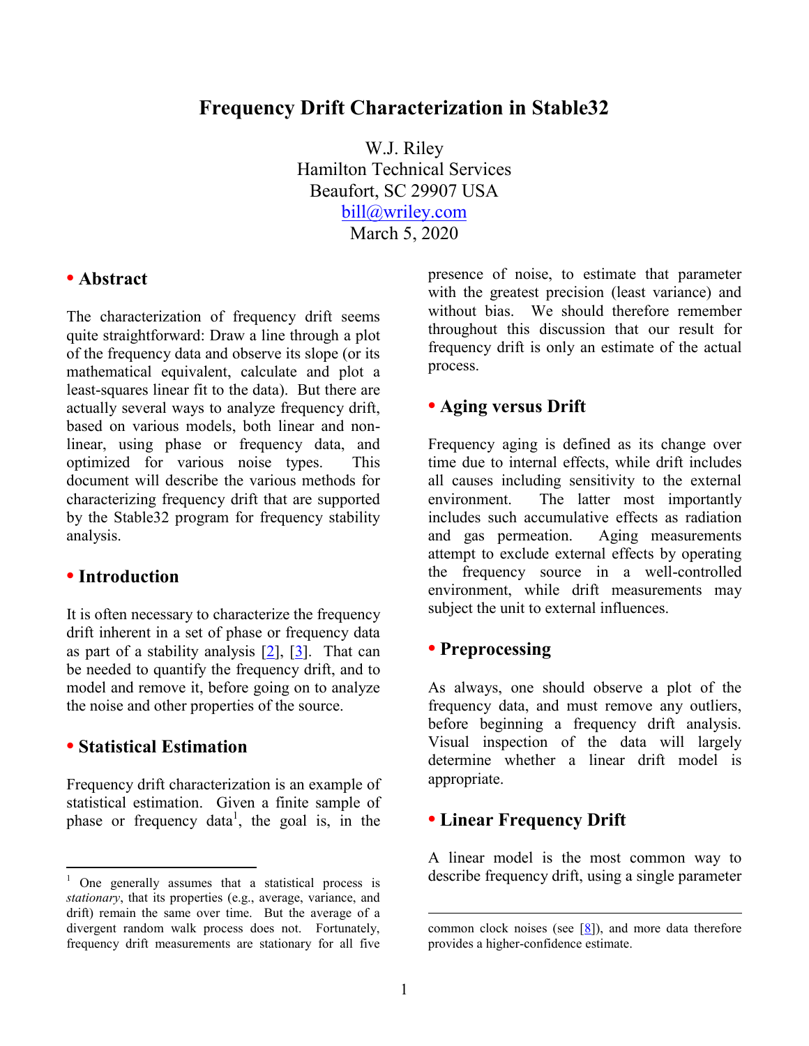# Frequency Drift Characterization in Stable32

W.J. Riley
Hamilton Technical Services
Beaufort, SC 29907 USA
bill@wriley.com
March 5, 2020

## • Abstract

The characterization of frequency drift seems quite straightforward: Draw a line through a plot of the frequency data and observe its slope (or its mathematical equivalent, calculate and plot a least-squares linear fit to the data). But there are actually several ways to analyze frequency drift, based on various models, both linear and non-linear, using phase or frequency data, and optimized for various noise types. This document will describe the various methods for characterizing frequency drift that are supported by the Stable32 program for frequency stability analysis.

## • Introduction

It is often necessary to characterize the frequency drift inherent in a set of phase or frequency data as part of a stability analysis [2], [3]. That can be needed to quantify the frequency drift, and to model and remove it, before going on to analyze the noise and other properties of the source.

## • Statistical Estimation

Frequency drift characterization is an example of statistical estimation. Given a finite sample of phase or frequency data[1], the goal is, in the presence of noise, to estimate that parameter with the greatest precision (least variance) and without bias. We should therefore remember throughout this discussion that our result for frequency drift is only an estimate of the actual process.

## • Aging versus Drift

Frequency aging is defined as its change over time due to internal effects, while drift includes all causes including sensitivity to the external environment. The latter most importantly includes such accumulative effects as radiation and gas permeation. Aging measurements attempt to exclude external effects by operating the frequency source in a well-controlled environment, while drift measurements may subject the unit to external influences.

## • Preprocessing

As always, one should observe a plot of the frequency data, and must remove any outliers, before beginning a frequency drift analysis. Visual inspection of the data will largely determine whether a linear drift model is appropriate.

## • Linear Frequency Drift

A linear model is the most common way to describe frequency drift, using a single parameter

---

[1] One generally assumes that a statistical process is *stationary*, that its properties (e.g., average, variance, and drift) remain the same over time. But the average of a divergent random walk process does not. Fortunately, frequency drift measurements are stationary for all five common clock noises (see [8]), and more data therefore provides a higher-confidence estimate.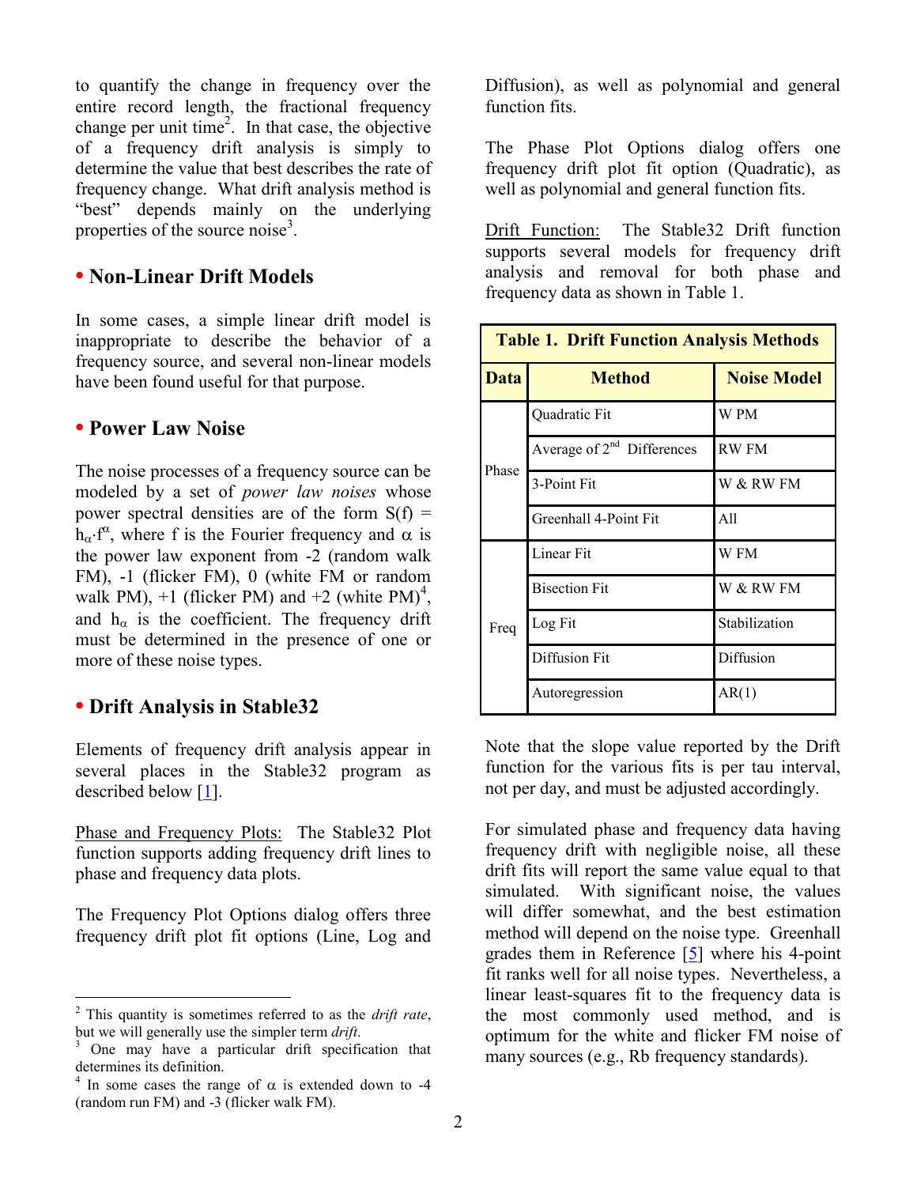to quantify the change in frequency over the entire record length, the fractional frequency change per unit time[2]. In that case, the objective of a frequency drift analysis is simply to determine the value that best describes the rate of frequency change. What drift analysis method is "best" depends mainly on the underlying properties of the source noise[3].

## • Non-Linear Drift Models

In some cases, a simple linear drift model is inappropriate to describe the behavior of a frequency source, and several non-linear models have been found useful for that purpose.

## • Power Law Noise

The noise processes of a frequency source can be modeled by a set of *power law noises* whose power spectral densities are of the form $S(f) = h_\alpha \cdot f^\alpha$, where f is the Fourier frequency and $\alpha$ is the power law exponent from -2 (random walk FM), -1 (flicker FM), 0 (white FM or random walk PM), +1 (flicker PM) and +2 (white PM)[4], and $h_\alpha$ is the coefficient. The frequency drift must be determined in the presence of one or more of these noise types.

## • Drift Analysis in Stable32

Elements of frequency drift analysis appear in several places in the Stable32 program as described below [1].

Phase and Frequency Plots: The Stable32 Plot function supports adding frequency drift lines to phase and frequency data plots.

The Frequency Plot Options dialog offers three frequency drift plot fit options (Line, Log and Diffusion), as well as polynomial and general function fits.

The Phase Plot Options dialog offers one frequency drift plot fit option (Quadratic), as well as polynomial and general function fits.

Drift Function: The Stable32 Drift function supports several models for frequency drift analysis and removal for both phase and frequency data as shown in Table 1.

**Table 1. Drift Function Analysis Methods**

| Data | Method | Noise Model |
|---|---|---|
| Phase | Quadratic Fit | W PM |
| | Average of 2nd Differences | RW FM |
| | 3-Point Fit | W & RW FM |
| | Greenhall 4-Point Fit | All |
| Freq | Linear Fit | W FM |
| | Bisection Fit | W & RW FM |
| | Log Fit | Stabilization |
| | Diffusion Fit | Diffusion |
| | Autoregression | AR(1) |

Note that the slope value reported by the Drift function for the various fits is per tau interval, not per day, and must be adjusted accordingly.

For simulated phase and frequency data having frequency drift with negligible noise, all these drift fits will report the same value equal to that simulated. With significant noise, the values will differ somewhat, and the best estimation method will depend on the noise type. Greenhall grades them in Reference [5] where his 4-point fit ranks well for all noise types. Nevertheless, a linear least-squares fit to the frequency data is the most commonly used method, and is optimum for the white and flicker FM noise of many sources (e.g., Rb frequency standards).

---

[2] This quantity is sometimes referred to as the *drift rate*, but we will generally use the simpler term *drift*.

[3] One may have a particular drift specification that determines its definition.

[4] In some cases the range of $\alpha$ is extended down to -4 (random run FM) and -3 (flicker walk FM).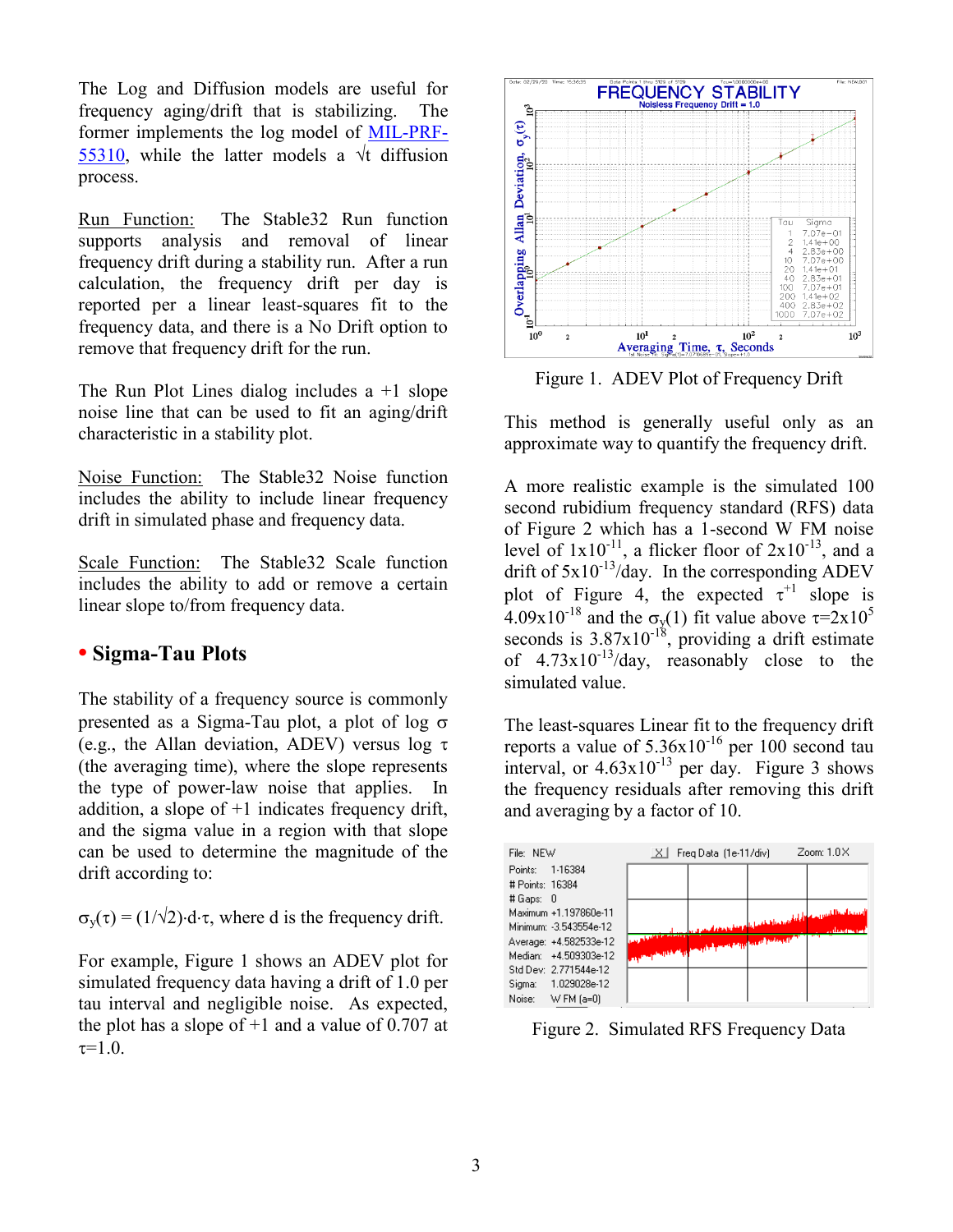The Log and Diffusion models are useful for frequency aging/drift that is stabilizing. The former implements the log model of MIL-PRF-55310, while the latter models a √t diffusion process.

Run Function: The Stable32 Run function supports analysis and removal of linear frequency drift during a stability run. After a run calculation, the frequency drift per day is reported per a linear least-squares fit to the frequency data, and there is a No Drift option to remove that frequency drift for the run.

The Run Plot Lines dialog includes a +1 slope noise line that can be used to fit an aging/drift characteristic in a stability plot.

Noise Function: The Stable32 Noise function includes the ability to include linear frequency drift in simulated phase and frequency data.

Scale Function: The Stable32 Scale function includes the ability to add or remove a certain linear slope to/from frequency data.

## • Sigma-Tau Plots

The stability of a frequency source is commonly presented as a Sigma-Tau plot, a plot of log σ (e.g., the Allan deviation, ADEV) versus log τ (the averaging time), where the slope represents the type of power-law noise that applies. In addition, a slope of +1 indicates frequency drift, and the sigma value in a region with that slope can be used to determine the magnitude of the drift according to:

$\sigma_y(\tau) = (1/\sqrt{2})\cdot d\cdot\tau$, where d is the frequency drift.

For example, Figure 1 shows an ADEV plot for simulated frequency data having a drift of 1.0 per tau interval and negligible noise. As expected, the plot has a slope of +1 and a value of 0.707 at τ=1.0.

Figure 1. ADEV Plot of Frequency Drift

This method is generally useful only as an approximate way to quantify the frequency drift.

A more realistic example is the simulated 100 second rubidium frequency standard (RFS) data of Figure 2 which has a 1-second W FM noise level of $1\times10^{-11}$, a flicker floor of $2\times10^{-13}$, and a drift of $5\times10^{-13}$/day. In the corresponding ADEV plot of Figure 4, the expected $\tau^{+1}$ slope is $4.09\times10^{-18}$ and the $\sigma_y(1)$ fit value above $\tau=2\times10^{5}$ seconds is $3.87\times10^{-18}$, providing a drift estimate of $4.73\times10^{-13}$/day, reasonably close to the simulated value.

The least-squares Linear fit to the frequency drift reports a value of $5.36\times10^{-16}$ per 100 second tau interval, or $4.63\times10^{-13}$ per day. Figure 3 shows the frequency residuals after removing this drift and averaging by a factor of 10.

Figure 2. Simulated RFS Frequency Data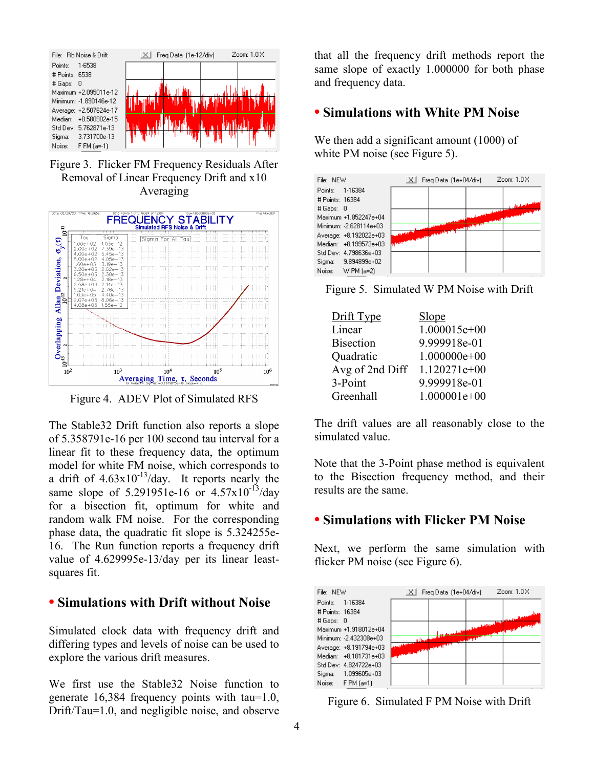Figure 3. Flicker FM Frequency Residuals After Removal of Linear Frequency Drift and x10 Averaging

Figure 4. ADEV Plot of Simulated RFS

The Stable32 Drift function also reports a slope of 5.358791e-16 per 100 second tau interval for a linear fit to these frequency data, the optimum model for white FM noise, which corresponds to a drift of $4.63\times10^{-13}$/day. It reports nearly the same slope of 5.291951e-16 or $4.57\times10^{-13}$/day for a bisection fit, optimum for white and random walk FM noise. For the corresponding phase data, the quadratic fit slope is 5.324255e-16. The Run function reports a frequency drift value of 4.629995e-13/day per its linear least-squares fit.

## • Simulations with Drift without Noise

Simulated clock data with frequency drift and differing types and levels of noise can be used to explore the various drift measures.

We first use the Stable32 Noise function to generate 16,384 frequency points with tau=1.0, Drift/Tau=1.0, and negligible noise, and observe that all the frequency drift methods report the same slope of exactly 1.000000 for both phase and frequency data.

## • Simulations with White PM Noise

We then add a significant amount (1000) of white PM noise (see Figure 5).

Figure 5. Simulated W PM Noise with Drift

| Drift Type | Slope |
|---|---|
| Linear | 1.000015e+00 |
| Bisection | 9.999918e-01 |
| Quadratic | 1.000000e+00 |
| Avg of 2nd Diff | 1.120271e+00 |
| 3-Point | 9.999918e-01 |
| Greenhall | 1.000001e+00 |

The drift values are all reasonably close to the simulated value.

Note that the 3-Point phase method is equivalent to the Bisection frequency method, and their results are the same.

## • Simulations with Flicker PM Noise

Next, we perform the same simulation with flicker PM noise (see Figure 6).

Figure 6. Simulated F PM Noise with Drift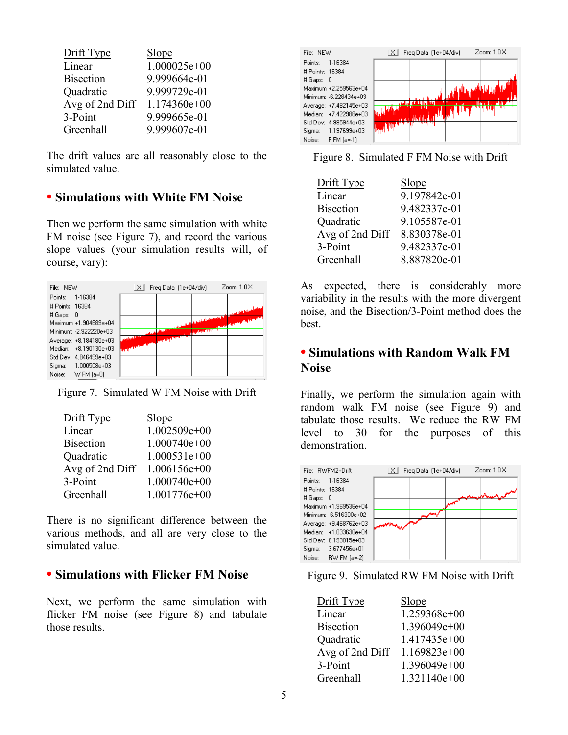| Drift Type | Slope |
|---|---|
| Linear | 1.000025e+00 |
| Bisection | 9.999664e-01 |
| Quadratic | 9.999729e-01 |
| Avg of 2nd Diff | 1.174360e+00 |
| 3-Point | 9.999665e-01 |
| Greenhall | 9.999607e-01 |

The drift values are all reasonably close to the simulated value.

## • Simulations with White FM Noise

Then we perform the same simulation with white FM noise (see Figure 7), and record the various slope values (your simulation results will, of course, vary):

Figure 7. Simulated W FM Noise with Drift

| Drift Type | Slope |
|---|---|
| Linear | 1.002509e+00 |
| Bisection | 1.000740e+00 |
| Quadratic | 1.000531e+00 |
| Avg of 2nd Diff | 1.006156e+00 |
| 3-Point | 1.000740e+00 |
| Greenhall | 1.001776e+00 |

There is no significant difference between the various methods, and all are very close to the simulated value.

## • Simulations with Flicker FM Noise

Next, we perform the same simulation with flicker FM noise (see Figure 8) and tabulate those results.

Figure 8. Simulated F FM Noise with Drift

| Drift Type | Slope |
|---|---|
| Linear | 9.197842e-01 |
| Bisection | 9.482337e-01 |
| Quadratic | 9.105587e-01 |
| Avg of 2nd Diff | 8.830378e-01 |
| 3-Point | 9.482337e-01 |
| Greenhall | 8.887820e-01 |

As expected, there is considerably more variability in the results with the more divergent noise, and the Bisection/3-Point method does the best.

## • Simulations with Random Walk FM Noise

Finally, we perform the simulation again with random walk FM noise (see Figure 9) and tabulate those results. We reduce the RW FM level to 30 for the purposes of this demonstration.

Figure 9. Simulated RW FM Noise with Drift

| Drift Type | Slope |
|---|---|
| Linear | 1.259368e+00 |
| Bisection | 1.396049e+00 |
| Quadratic | 1.417435e+00 |
| Avg of 2nd Diff | 1.169823e+00 |
| 3-Point | 1.396049e+00 |
| Greenhall | 1.321140e+00 |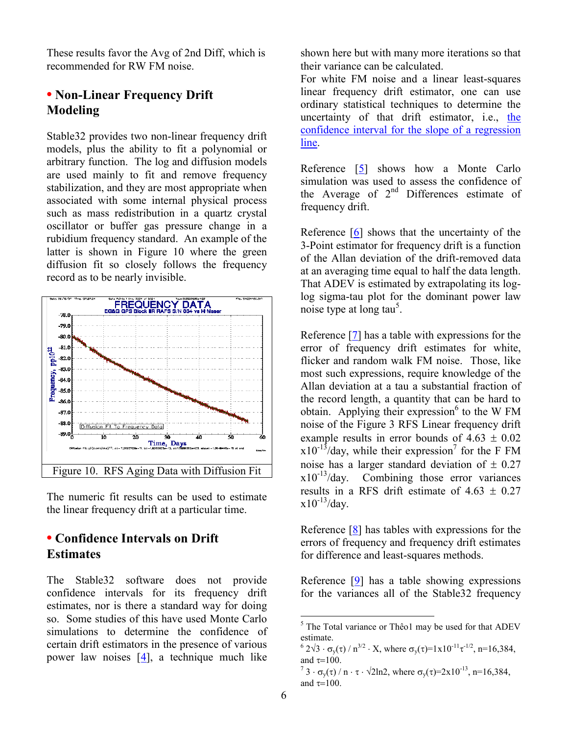These results favor the Avg of 2nd Diff, which is recommended for RW FM noise.

## • Non-Linear Frequency Drift Modeling

Stable32 provides two non-linear frequency drift models, plus the ability to fit a polynomial or arbitrary function. The log and diffusion models are used mainly to fit and remove frequency stabilization, and they are most appropriate when associated with some internal physical process such as mass redistribution in a quartz crystal oscillator or buffer gas pressure change in a rubidium frequency standard. An example of the latter is shown in Figure 10 where the green diffusion fit so closely follows the frequency record as to be nearly invisible.

Figure 10. RFS Aging Data with Diffusion Fit

The numeric fit results can be used to estimate the linear frequency drift at a particular time.

## • Confidence Intervals on Drift Estimates

The Stable32 software does not provide confidence intervals for its frequency drift estimates, nor is there a standard way for doing so. Some studies of this have used Monte Carlo simulations to determine the confidence of certain drift estimators in the presence of various power law noises [4], a technique much like shown here but with many more iterations so that their variance can be calculated.

For white FM noise and a linear least-squares linear frequency drift estimator, one can use ordinary statistical techniques to determine the uncertainty of that drift estimator, i.e., the confidence interval for the slope of a regression line.

Reference [5] shows how a Monte Carlo simulation was used to assess the confidence of the Average of 2nd Differences estimate of frequency drift.

Reference [6] shows that the uncertainty of the 3-Point estimator for frequency drift is a function of the Allan deviation of the drift-removed data at an averaging time equal to half the data length. That ADEV is estimated by extrapolating its log-log sigma-tau plot for the dominant power law noise type at long tau[5].

Reference [7] has a table with expressions for the error of frequency drift estimates for white, flicker and random walk FM noise. Those, like most such expressions, require knowledge of the Allan deviation at a tau a substantial fraction of the record length, a quantity that can be hard to obtain. Applying their expression[6] to the W FM noise of the Figure 3 RFS Linear frequency drift example results in error bounds of $4.63 \pm 0.02 \times 10^{-13}$/day, while their expression[7] for the F FM noise has a larger standard deviation of $\pm 0.27 \times 10^{-13}$/day. Combining those error variances results in a RFS drift estimate of $4.63 \pm 0.27 \times 10^{-13}$/day.

Reference [8] has tables with expressions for the errors of frequency and frequency drift estimates for difference and least-squares methods.

Reference [9] has a table showing expressions for the variances all of the Stable32 frequency

---

[5] The Total variance or Thêo1 may be used for that ADEV estimate.

[6] $2\sqrt{3} \cdot \sigma_y(\tau) / n^{3/2} \cdot X$, where $\sigma_y(\tau)=1\text{x}10^{-11}\tau^{-1/2}$, n=16,384, and $\tau$=100.

[7] $3 \cdot \sigma_y(\tau) / n \cdot \tau \cdot \sqrt{2\ln 2}$, where $\sigma_y(\tau)=2\text{x}10^{-13}$, n=16,384, and $\tau$=100.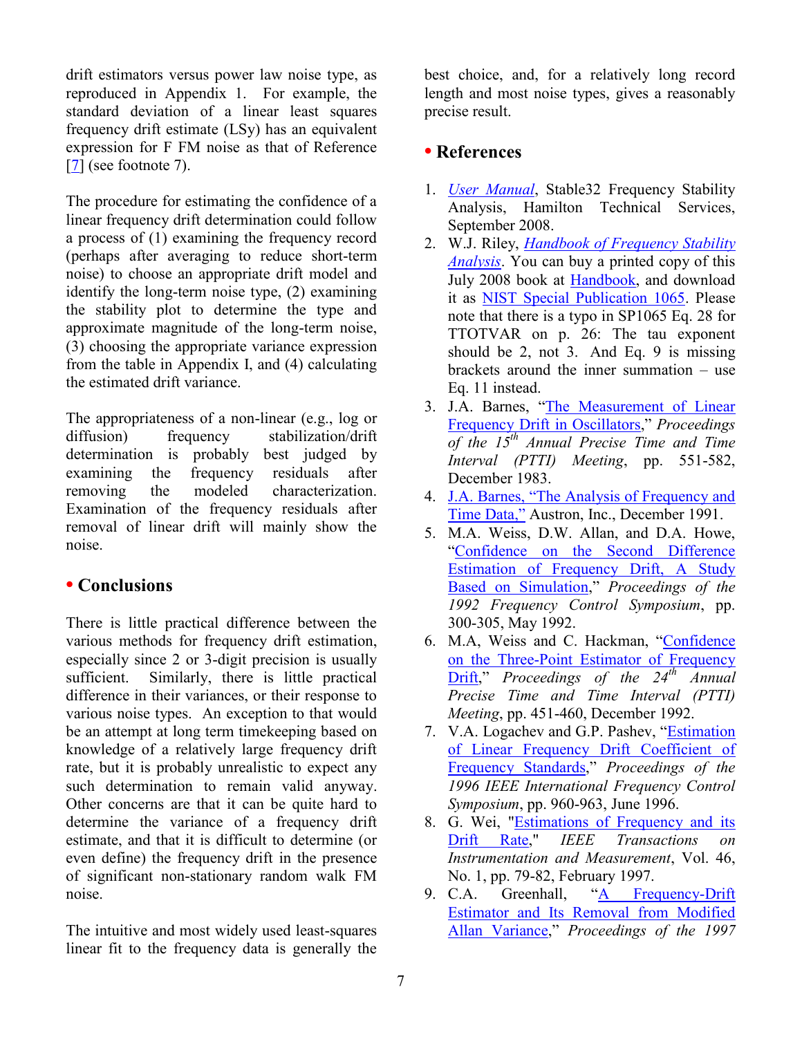drift estimators versus power law noise type, as reproduced in Appendix 1. For example, the standard deviation of a linear least squares frequency drift estimate (LSy) has an equivalent expression for F FM noise as that of Reference [7] (see footnote 7).

The procedure for estimating the confidence of a linear frequency drift determination could follow a process of (1) examining the frequency record (perhaps after averaging to reduce short-term noise) to choose an appropriate drift model and identify the long-term noise type, (2) examining the stability plot to determine the type and approximate magnitude of the long-term noise, (3) choosing the appropriate variance expression from the table in Appendix I, and (4) calculating the estimated drift variance.

The appropriateness of a non-linear (e.g., log or diffusion) frequency stabilization/drift determination is probably best judged by examining the frequency residuals after removing the modeled characterization. Examination of the frequency residuals after removal of linear drift will mainly show the noise.

## • Conclusions

There is little practical difference between the various methods for frequency drift estimation, especially since 2 or 3-digit precision is usually sufficient. Similarly, there is little practical difference in their variances, or their response to various noise types. An exception to that would be an attempt at long term timekeeping based on knowledge of a relatively large frequency drift rate, but it is probably unrealistic to expect any such determination to remain valid anyway. Other concerns are that it can be quite hard to determine the variance of a frequency drift estimate, and that it is difficult to determine (or even define) the frequency drift in the presence of significant non-stationary random walk FM noise.

The intuitive and most widely used least-squares linear fit to the frequency data is generally the best choice, and, for a relatively long record length and most noise types, gives a reasonably precise result.

## • References

1. *User Manual*, Stable32 Frequency Stability Analysis, Hamilton Technical Services, September 2008.
2. W.J. Riley, *Handbook of Frequency Stability Analysis*. You can buy a printed copy of this July 2008 book at Handbook, and download it as NIST Special Publication 1065. Please note that there is a typo in SP1065 Eq. 28 for TTOTVAR on p. 26: The tau exponent should be 2, not 3. And Eq. 9 is missing brackets around the inner summation – use Eq. 11 instead.
3. J.A. Barnes, "The Measurement of Linear Frequency Drift in Oscillators," *Proceedings of the 15th Annual Precise Time and Time Interval (PTTI) Meeting*, pp. 551-582, December 1983.
4. J.A. Barnes, "The Analysis of Frequency and Time Data," Austron, Inc., December 1991.
5. M.A. Weiss, D.W. Allan, and D.A. Howe, "Confidence on the Second Difference Estimation of Frequency Drift, A Study Based on Simulation," *Proceedings of the 1992 Frequency Control Symposium*, pp. 300-305, May 1992.
6. M.A, Weiss and C. Hackman, "Confidence on the Three-Point Estimator of Frequency Drift," *Proceedings of the 24th Annual Precise Time and Time Interval (PTTI) Meeting*, pp. 451-460, December 1992.
7. V.A. Logachev and G.P. Pashev, "Estimation of Linear Frequency Drift Coefficient of Frequency Standards," *Proceedings of the 1996 IEEE International Frequency Control Symposium*, pp. 960-963, June 1996.
8. G. Wei, "Estimations of Frequency and its Drift Rate," *IEEE Transactions on Instrumentation and Measurement*, Vol. 46, No. 1, pp. 79-82, February 1997.
9. C.A. Greenhall, "A Frequency-Drift Estimator and Its Removal from Modified Allan Variance," *Proceedings of the 1997*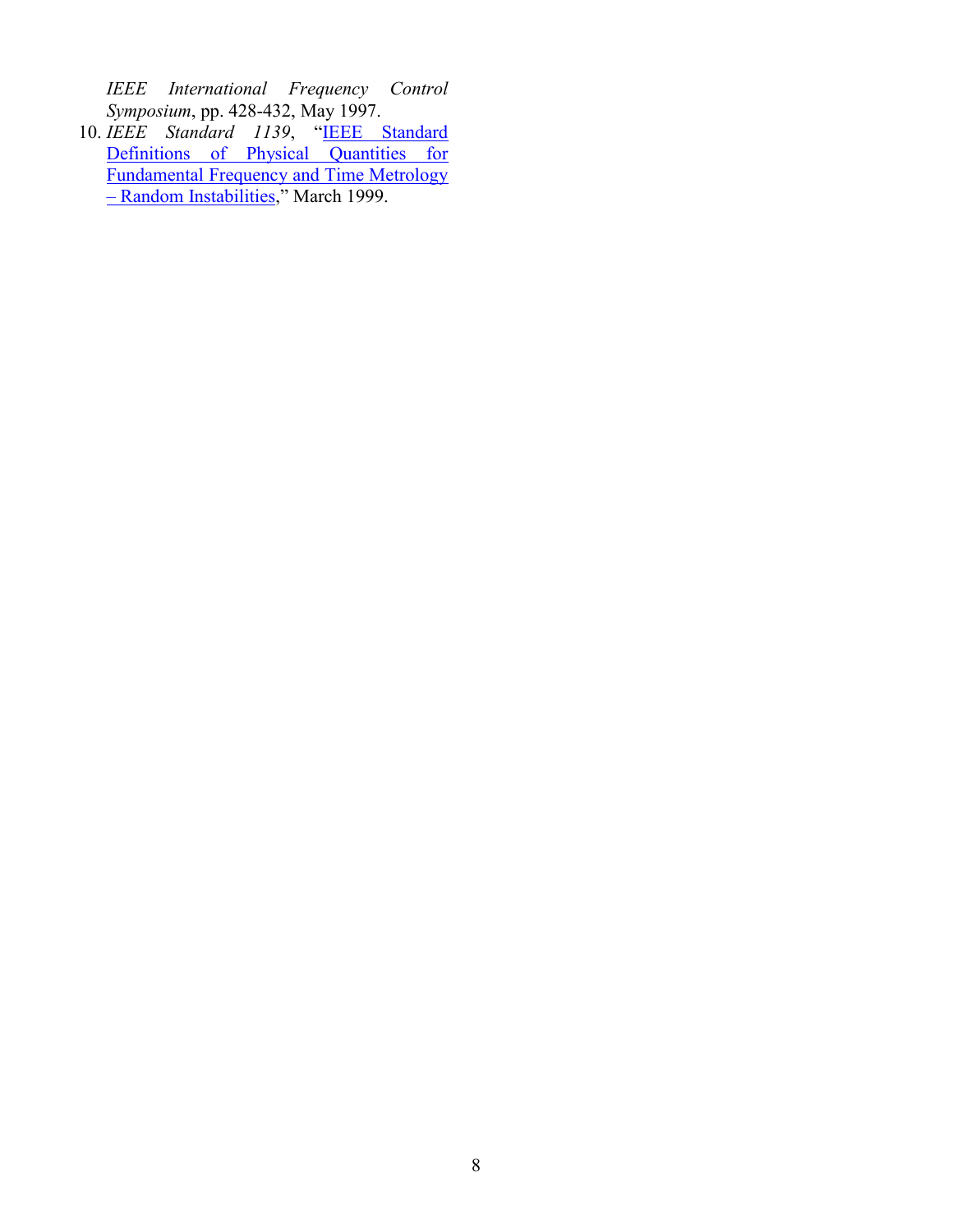*IEEE International Frequency Control Symposium*, pp. 428-432, May 1997.

10. *IEEE Standard 1139*, "IEEE Standard Definitions of Physical Quantities for Fundamental Frequency and Time Metrology – Random Instabilities," March 1999.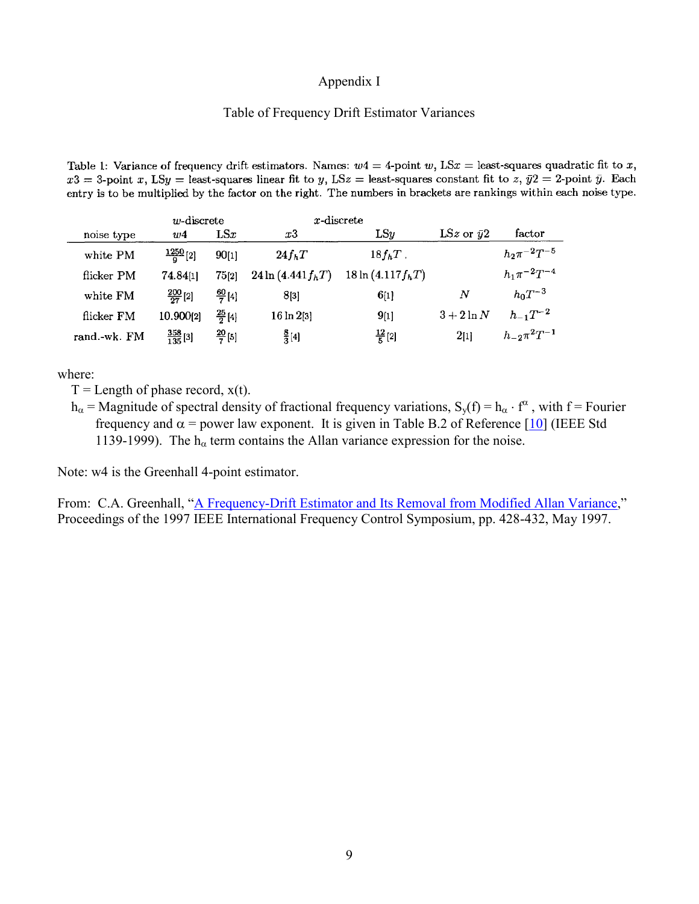# Appendix I

## Table of Frequency Drift Estimator Variances

Table 1: Variance of frequency drift estimators. Names: $w4$ = 4-point $w$, LS$x$ = least-squares quadratic fit to $x$, $x3$ = 3-point $x$, LS$y$ = least-squares linear fit to $y$, LS$z$ = least-squares constant fit to $z$, $\bar{y}2$ = 2-point $\bar{y}$. Each entry is to be multiplied by the factor on the right. The numbers in brackets are rankings within each noise type.

| | $w$-discrete | | $x$-discrete | | | |
|---|---|---|---|---|---|---|
| noise type | $w4$ | LS$x$ | $x3$ | LS$y$ | LS$z$ or $\bar{y}2$ | factor |
| white PM | $\frac{1250}{9}$ [2] | 90[1] | $24 f_h T$ | $18 f_h T$ . | | $h_2 \pi^{-2} T^{-5}$ |
| flicker PM | 74.84[1] | 75[2] | $24 \ln(4.441 f_h T)$ | $18 \ln(4.117 f_h T)$ | | $h_1 \pi^{-2} T^{-4}$ |
| white FM | $\frac{200}{27}$ [2] | $\frac{60}{7}$ [4] | 8[3] | 6[1] | $N$ | $h_0 T^{-3}$ |
| flicker FM | 10.900[2] | $\frac{25}{2}$ [4] | $16 \ln 2$[3] | 9[1] | $3 + 2 \ln N$ | $h_{-1} T^{-2}$ |
| rand.-wk. FM | $\frac{358}{135}$ [3] | $\frac{20}{7}$ [5] | $\frac{8}{3}$ [4] | $\frac{12}{5}$ [2] | 2[1] | $h_{-2} \pi^2 T^{-1}$ |

where:

T = Length of phase record, x(t).

$h_\alpha$ = Magnitude of spectral density of fractional frequency variations, $S_y(f) = h_\alpha \cdot f^\alpha$, with f = Fourier frequency and $\alpha$ = power law exponent. It is given in Table B.2 of Reference [10] (IEEE Std 1139-1999). The $h_\alpha$ term contains the Allan variance expression for the noise.

Note: w4 is the Greenhall 4-point estimator.

From: C.A. Greenhall, "A Frequency-Drift Estimator and Its Removal from Modified Allan Variance," Proceedings of the 1997 IEEE International Frequency Control Symposium, pp. 428-432, May 1997.